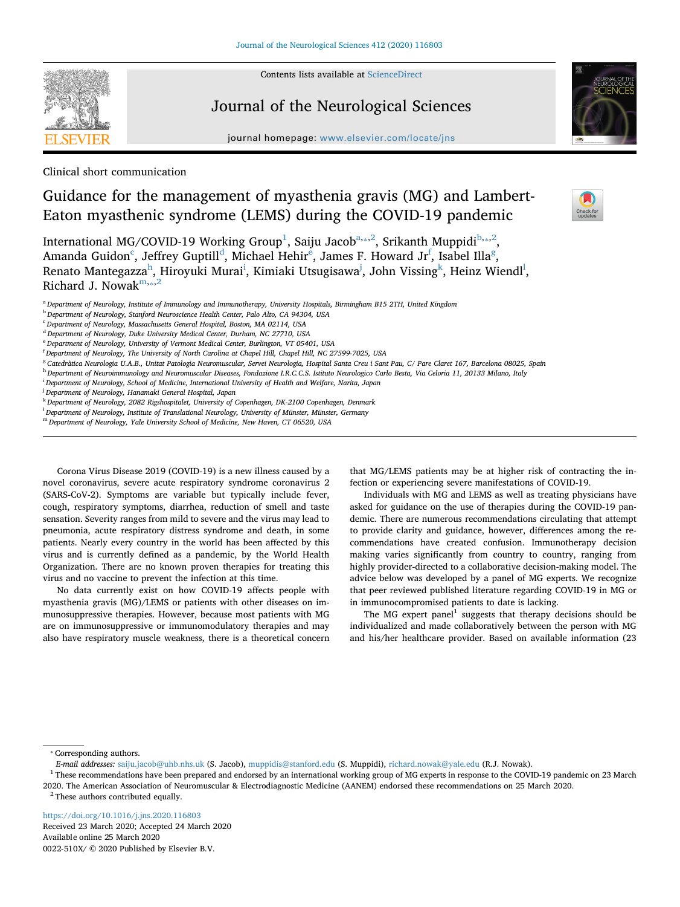Clinical short communication

# Guidance for the management of myasthenia gravis (MG) and Lambert-Eaton myasthenic syndrome (LEMS) during the COVID-19 pandemic

International MG/COVID-19 Working Group[1], Saiju Jacob[a,*,2], Srikanth Muppidi[b,*,2], Amanda Guidon[c], Jeffrey Guptill[d], Michael Hehir[e], James F. Howard Jr[f], Isabel Illa[g], Renato Mantegazza[h], Hiroyuki Murai[i], Kimiaki Utsugisawa[j], John Vissing[k], Heinz Wiendl[l], Richard J. Nowak[m,*,2]

[a] Department of Neurology, Institute of Immunology and Immunotherapy, University Hospitals, Birmingham B15 2TH, United Kingdom
[b] Department of Neurology, Stanford Neuroscience Health Center, Palo Alto, CA 94304, USA
[c] Department of Neurology, Massachusetts General Hospital, Boston, MA 02114, USA
[d] Department of Neurology, Duke University Medical Center, Durham, NC 27710, USA
[e] Department of Neurology, University of Vermont Medical Center, Burlington, VT 05401, USA
[f] Department of Neurology, The University of North Carolina at Chapel Hill, Chapel Hill, NC 27599-7025, USA
[g] Catedràtica Neurologia U.A.B., Unitat Patologia Neuromuscular, Servei Neurologia, Hospital Santa Creu i Sant Pau, C/ Pare Claret 167, Barcelona 08025, Spain
[h] Department of Neuroimmunology and Neuromuscular Diseases, Fondazione I.R.C.C.S. Istituto Neurologico Carlo Besta, Via Celoria 11, 20133 Milano, Italy
[i] Department of Neurology, School of Medicine, International University of Health and Welfare, Narita, Japan
[j] Department of Neurology, Hanamaki General Hospital, Japan
[k] Department of Neurology, 2082 Rigshospitalet, University of Copenhagen, DK-2100 Copenhagen, Denmark
[l] Department of Neurology, Institute of Translational Neurology, University of Münster, Münster, Germany
[m] Department of Neurology, Yale University School of Medicine, New Haven, CT 06520, USA

Corona Virus Disease 2019 (COVID-19) is a new illness caused by a novel coronavirus, severe acute respiratory syndrome coronavirus 2 (SARS-CoV-2). Symptoms are variable but typically include fever, cough, respiratory symptoms, diarrhea, reduction of smell and taste sensation. Severity ranges from mild to severe and the virus may lead to pneumonia, acute respiratory distress syndrome and death, in some patients. Nearly every country in the world has been affected by this virus and is currently defined as a pandemic, by the World Health Organization. There are no known proven therapies for treating this virus and no vaccine to prevent the infection at this time.

No data currently exist on how COVID-19 affects people with myasthenia gravis (MG)/LEMS or patients with other diseases on immunosuppressive therapies. However, because most patients with MG are on immunosuppressive or immunomodulatory therapies and may also have respiratory muscle weakness, there is a theoretical concern that MG/LEMS patients may be at higher risk of contracting the infection or experiencing severe manifestations of COVID-19.

Individuals with MG and LEMS as well as treating physicians have asked for guidance on the use of therapies during the COVID-19 pandemic. There are numerous recommendations circulating that attempt to provide clarity and guidance, however, differences among the recommendations have created confusion. Immunotherapy decision making varies significantly from country to country, ranging from highly provider-directed to a collaborative decision-making model. The advice below was developed by a panel of MG experts. We recognize that peer reviewed published literature regarding COVID-19 in MG or in immunocompromised patients to date is lacking.

The MG expert panel[1] suggests that therapy decisions should be individualized and made collaboratively between the person with MG and his/her healthcare provider. Based on available information (23

---

\* Corresponding authors.
*E-mail addresses:* saiju.jacob@uhb.nhs.uk (S. Jacob), muppidis@stanford.edu (S. Muppidi), richard.nowak@yale.edu (R.J. Nowak).

[1] These recommendations have been prepared and endorsed by an international working group of MG experts in response to the COVID-19 pandemic on 23 March 2020. The American Association of Neuromuscular & Electrodiagnostic Medicine (AANEM) endorsed these recommendations on 25 March 2020.

[2] These authors contributed equally.

https://doi.org/10.1016/j.jns.2020.116803
Received 23 March 2020; Accepted 24 March 2020
Available online 25 March 2020
0022-510X/ © 2020 Published by Elsevier B.V.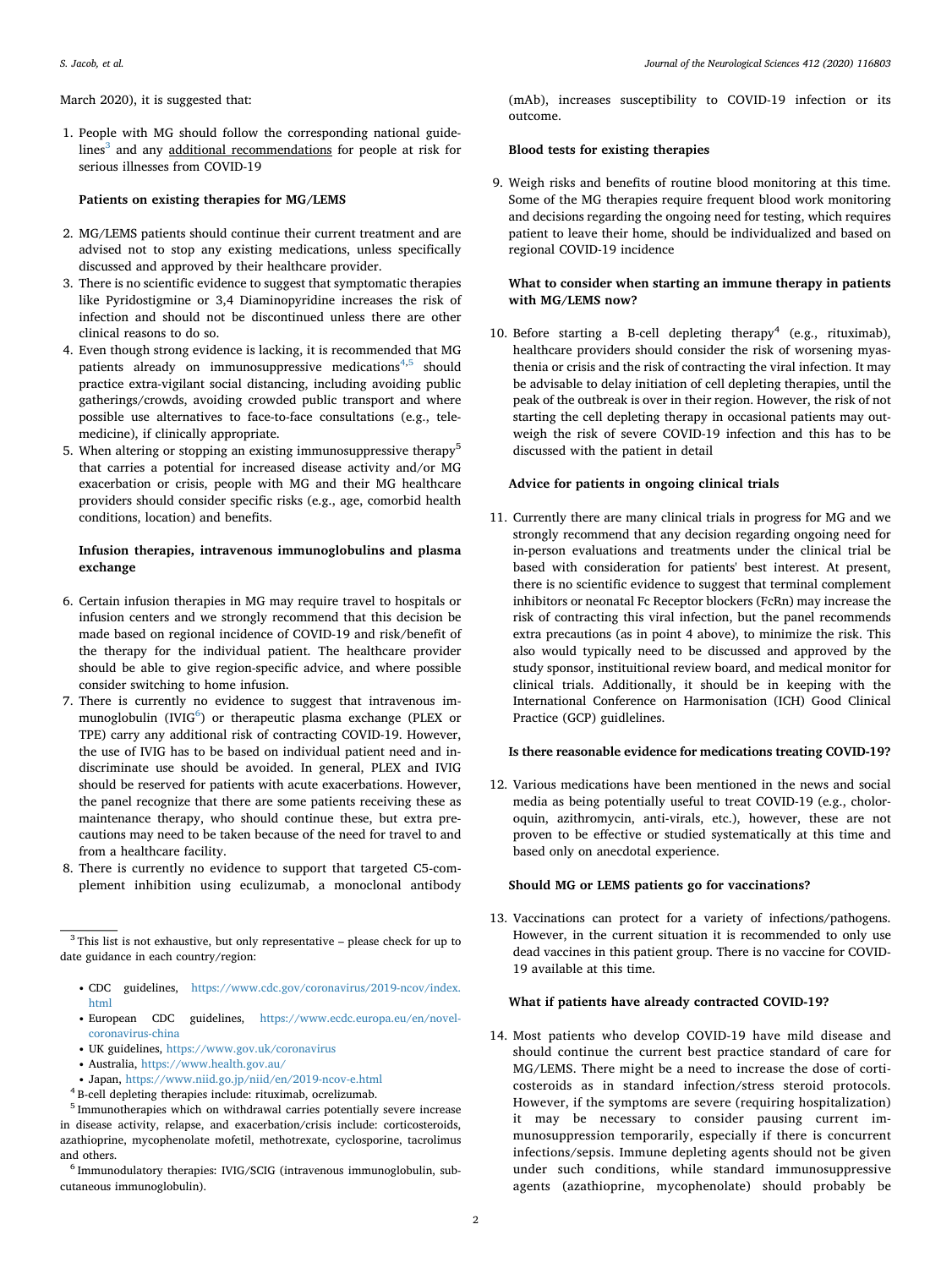March 2020), it is suggested that:

1. People with MG should follow the corresponding national guidelines[3] and any additional recommendations for people at risk for serious illnesses from COVID-19

**Patients on existing therapies for MG/LEMS**

2. MG/LEMS patients should continue their current treatment and are advised not to stop any existing medications, unless specifically discussed and approved by their healthcare provider.
3. There is no scientific evidence to suggest that symptomatic therapies like Pyridostigmine or 3,4 Diaminopyridine increases the risk of infection and should not be discontinued unless there are other clinical reasons to do so.
4. Even though strong evidence is lacking, it is recommended that MG patients already on immunosuppressive medications[4,5] should practice extra-vigilant social distancing, including avoiding public gatherings/crowds, avoiding crowded public transport and where possible use alternatives to face-to-face consultations (e.g., telemedicine), if clinically appropriate.
5. When altering or stopping an existing immunosuppressive therapy[5] that carries a potential for increased disease activity and/or MG exacerbation or crisis, people with MG and their MG healthcare providers should consider specific risks (e.g., age, comorbid health conditions, location) and benefits.

**Infusion therapies, intravenous immunoglobulins and plasma exchange**

6. Certain infusion therapies in MG may require travel to hospitals or infusion centers and we strongly recommend that this decision be made based on regional incidence of COVID-19 and risk/benefit of the therapy for the individual patient. The healthcare provider should be able to give region-specific advice, and where possible consider switching to home infusion.
7. There is currently no evidence to suggest that intravenous immunoglobulin (IVIG[6]) or therapeutic plasma exchange (PLEX or TPE) carry any additional risk of contracting COVID-19. However, the use of IVIG has to be based on individual patient need and indiscriminate use should be avoided. In general, PLEX and IVIG should be reserved for patients with acute exacerbations. However, the panel recognize that there are some patients receiving these as maintenance therapy, who should continue these, but extra precautions may need to be taken because of the need for travel to and from a healthcare facility.
8. There is currently no evidence to support that targeted C5-complement inhibition using eculizumab, a monoclonal antibody (mAb), increases susceptibility to COVID-19 infection or its outcome.

**Blood tests for existing therapies**

9. Weigh risks and benefits of routine blood monitoring at this time. Some of the MG therapies require frequent blood work monitoring and decisions regarding the ongoing need for testing, which requires patient to leave their home, should be individualized and based on regional COVID-19 incidence

**What to consider when starting an immune therapy in patients with MG/LEMS now?**

10. Before starting a B-cell depleting therapy[4] (e.g., rituximab), healthcare providers should consider the risk of worsening myasthenia or crisis and the risk of contracting the viral infection. It may be advisable to delay initiation of cell depleting therapies, until the peak of the outbreak is over in their region. However, the risk of not starting the cell depleting therapy in occasional patients may outweigh the risk of severe COVID-19 infection and this has to be discussed with the patient in detail

**Advice for patients in ongoing clinical trials**

11. Currently there are many clinical trials in progress for MG and we strongly recommend that any decision regarding ongoing need for in-person evaluations and treatments under the clinical trial be based with consideration for patients' best interest. At present, there is no scientific evidence to suggest that terminal complement inhibitors or neonatal Fc Receptor blockers (FcRn) may increase the risk of contracting this viral infection, but the panel recommends extra precautions (as in point 4 above), to minimize the risk. This also would typically need to be discussed and approved by the study sponsor, instituitional review board, and medical monitor for clinical trials. Additionally, it should be in keeping with the International Conference on Harmonisation (ICH) Good Clinical Practice (GCP) guidelines.

**Is there reasonable evidence for medications treating COVID-19?**

12. Various medications have been mentioned in the news and social media as being potentially useful to treat COVID-19 (e.g., cholorquin, azithromycin, anti-virals, etc.), however, these are not proven to be effective or studied systematically at this time and based only on anecdotal experience.

**Should MG or LEMS patients go for vaccinations?**

13. Vaccinations can protect for a variety of infections/pathogens. However, in the current situation it is recommended to only use dead vaccines in this patient group. There is no vaccine for COVID-19 available at this time.

**What if patients have already contracted COVID-19?**

14. Most patients who develop COVID-19 have mild disease and should continue the current best practice standard of care for MG/LEMS. There might be a need to increase the dose of corticosteroids as in standard infection/stress steroid protocols. However, if the symptoms are severe (requiring hospitalization) it may be necessary to consider pausing current immunosuppression temporarily, especially if there is concurrent infections/sepsis. Immune depleting agents should not be given under such conditions, while standard immunosuppressive agents (azathioprine, mycophenolate) should probably be

---

[3] This list is not exhaustive, but only representative – please check for up to date guidance in each country/region:

- CDC guidelines, https://www.cdc.gov/coronavirus/2019-ncov/index.html
- European CDC guidelines, https://www.ecdc.europa.eu/en/novel-coronavirus-china
- UK guidelines, https://www.gov.uk/coronavirus
- Australia, https://www.health.gov.au/
- Japan, https://www.niid.go.jp/niid/en/2019-ncov-e.html

[4] B-cell depleting therapies include: rituximab, ocrelizumab.

[5] Immunotherapies which on withdrawal carries potentially severe increase in disease activity, relapse, and exacerbation/crisis include: corticosteroids, azathioprine, mycophenolate mofetil, methotrexate, cyclosporine, tacrolimus and others.

[6] Immunodulatory therapies: IVIG/SCIG (intravenous immunoglobulin, subcutaneous immunoglobulin).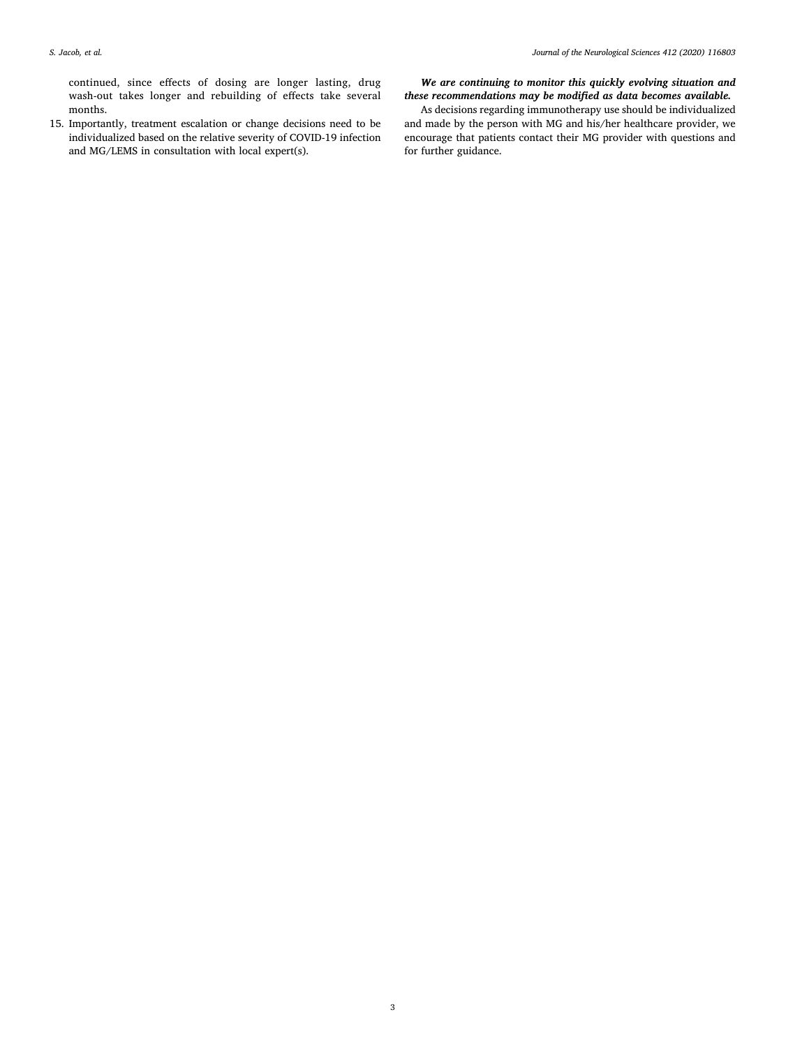continued, since effects of dosing are longer lasting, drug wash-out takes longer and rebuilding of effects take several months.

15. Importantly, treatment escalation or change decisions need to be individualized based on the relative severity of COVID-19 infection and MG/LEMS in consultation with local expert(s).

***We are continuing to monitor this quickly evolving situation and these recommendations may be modified as data becomes available.***

As decisions regarding immunotherapy use should be individualized and made by the person with MG and his/her healthcare provider, we encourage that patients contact their MG provider with questions and for further guidance.